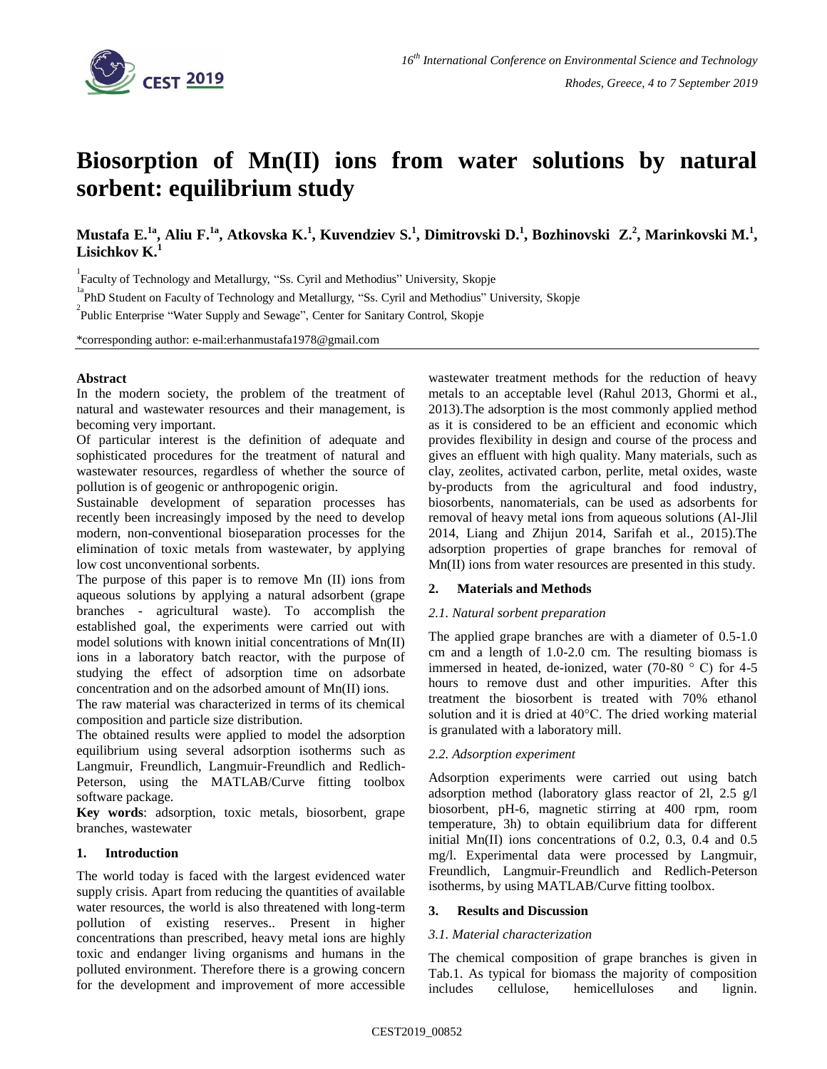# Biosorption of Mn(II) ions from water solutions by natural sorbent: equilibrium study

**Mustafa E.[1a], Aliu F.[1a], Atkovska K.[1], Kuvendziev S.[1], Dimitrovski D.[1], Bozhinovski Z.[2], Marinkovski M.[1], Lisichkov K.[1]**

[1] Faculty of Technology and Metallurgy, "Ss. Cyril and Methodius" University, Skopje

[1a] PhD Student on Faculty of Technology and Metallurgy, "Ss. Cyril and Methodius" University, Skopje

[2] Public Enterprise "Water Supply and Sewage", Center for Sanitary Control, Skopje

*corresponding author: e-mail:erhanmustafa1978@gmail.com

## Abstract

In the modern society, the problem of the treatment of natural and wastewater resources and their management, is becoming very important.

Of particular interest is the definition of adequate and sophisticated procedures for the treatment of natural and wastewater resources, regardless of whether the source of pollution is of geogenic or anthropogenic origin.

Sustainable development of separation processes has recently been increasingly imposed by the need to develop modern, non-conventional bioseparation processes for the elimination of toxic metals from wastewater, by applying low cost unconventional sorbents.

The purpose of this paper is to remove Mn (II) ions from aqueous solutions by applying a natural adsorbent (grape branches - agricultural waste). To accomplish the established goal, the experiments were carried out with model solutions with known initial concentrations of Mn(II) ions in a laboratory batch reactor, with the purpose of studying the effect of adsorption time on adsorbate concentration and on the adsorbed amount of Mn(II) ions.

The raw material was characterized in terms of its chemical composition and particle size distribution.

The obtained results were applied to model the adsorption equilibrium using several adsorption isotherms such as Langmuir, Freundlich, Langmuir-Freundlich and Redlich-Peterson, using the MATLAB/Curve fitting toolbox software package.

**Key words**: adsorption, toxic metals, biosorbent, grape branches, wastewater

## 1. Introduction

The world today is faced with the largest evidenced water supply crisis. Apart from reducing the quantities of available water resources, the world is also threatened with long-term pollution of existing reserves.. Present in higher concentrations than prescribed, heavy metal ions are highly toxic and endanger living organisms and humans in the polluted environment. Therefore there is a growing concern for the development and improvement of more accessible wastewater treatment methods for the reduction of heavy metals to an acceptable level (Rahul 2013, Ghormi et al., 2013).The adsorption is the most commonly applied method as it is considered to be an efficient and economic which provides flexibility in design and course of the process and gives an effluent with high quality. Many materials, such as clay, zeolites, activated carbon, perlite, metal oxides, waste by-products from the agricultural and food industry, biosorbents, nanomaterials, can be used as adsorbents for removal of heavy metal ions from aqueous solutions (Al-Jlil 2014, Liang and Zhijun 2014, Sarifah et al., 2015).The adsorption properties of grape branches for removal of Mn(II) ions from water resources are presented in this study.

## 2. Materials and Methods

### *2.1. Natural sorbent preparation*

The applied grape branches are with a diameter of 0.5-1.0 cm and a length of 1.0-2.0 cm. The resulting biomass is immersed in heated, de-ionized, water (70-80 ° C) for 4-5 hours to remove dust and other impurities. After this treatment the biosorbent is treated with 70% ethanol solution and it is dried at 40°C. The dried working material is granulated with a laboratory mill.

### *2.2. Adsorption experiment*

Adsorption experiments were carried out using batch adsorption method (laboratory glass reactor of 2l, 2.5 g/l biosorbent, pH-6, magnetic stirring at 400 rpm, room temperature, 3h) to obtain equilibrium data for different initial Mn(II) ions concentrations of 0.2, 0.3, 0.4 and 0.5 mg/l. Experimental data were processed by Langmuir, Freundlich, Langmuir-Freundlich and Redlich-Peterson isotherms, by using MATLAB/Curve fitting toolbox.

## 3. Results and Discussion

### *3.1. Material characterization*

The chemical composition of grape branches is given in Tab.1. As typical for biomass the majority of composition includes cellulose, hemicelluloses and lignin.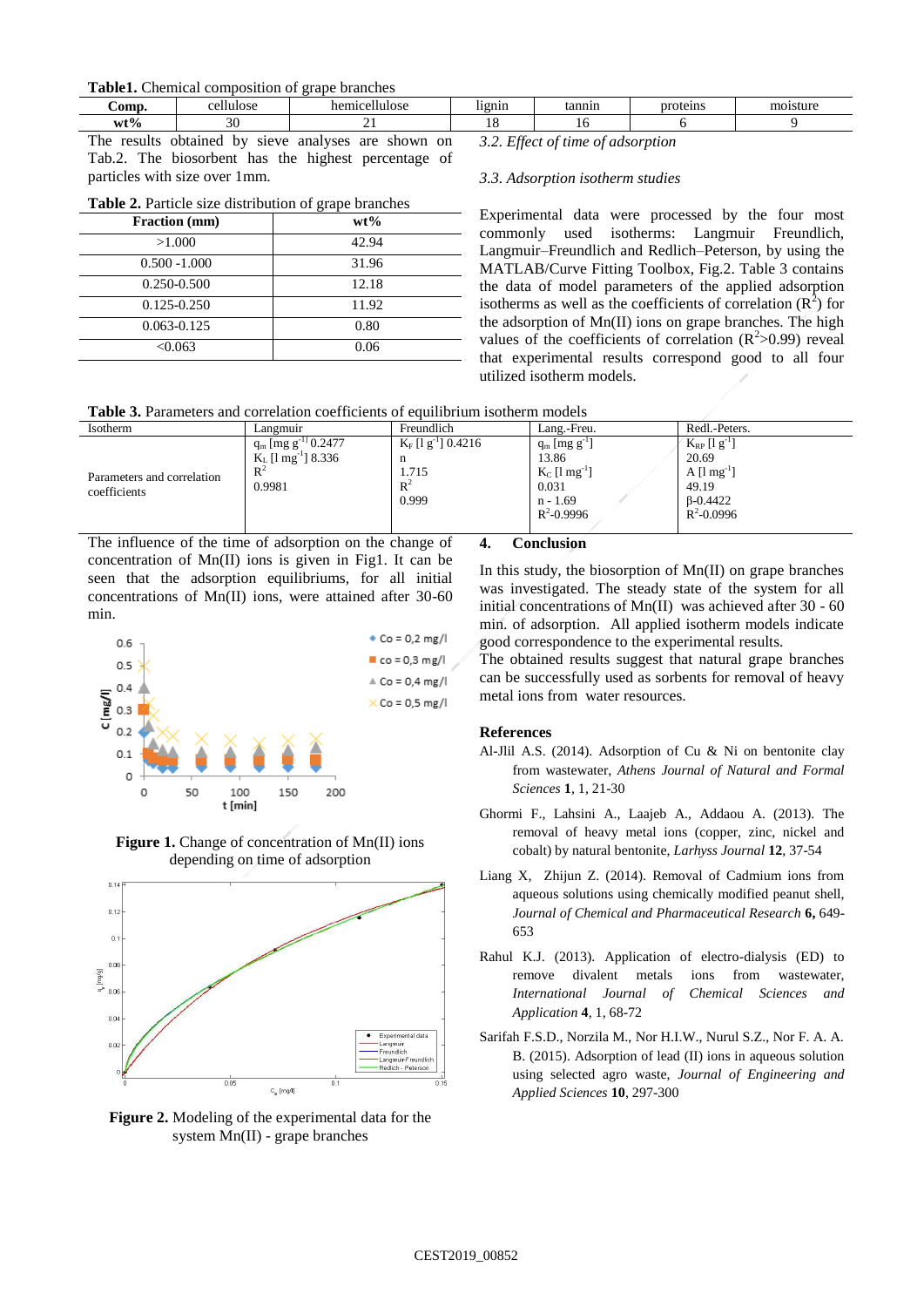**Table1.** Chemical composition of grape branches

| Comp. | cellulose | hemicellulose | lignin | tannin | proteins | moisture |
|---|---|---|---|---|---|---|
| wt% | 30 | 21 | 18 | 16 | 6 | 9 |

The results obtained by sieve analyses are shown on Tab.2. The biosorbent has the highest percentage of particles with size over 1mm.

**Table 2.** Particle size distribution of grape branches

| Fraction (mm) | wt% |
|---|---|
| >1.000 | 42.94 |
| 0.500 -1.000 | 31.96 |
| 0.250-0.500 | 12.18 |
| 0.125-0.250 | 11.92 |
| 0.063-0.125 | 0.80 |
| <0.063 | 0.06 |

*3.2. Effect of time of adsorption*

*3.3. Adsorption isotherm studies*

Experimental data were processed by the four most commonly used isotherms: Langmuir Freundlich, Langmuir–Freundlich and Redlich–Peterson, by using the MATLAB/Curve Fitting Toolbox, Fig.2. Table 3 contains the data of model parameters of the applied adsorption isotherms as well as the coefficients of correlation ($R^2$) for the adsorption of Mn(II) ions on grape branches. The high values of the coefficients of correlation ($R^2$>0.99) reveal that experimental results correspond good to all four utilized isotherm models.

**Table 3.** Parameters and correlation coefficients of equilibrium isotherm models

| Isotherm | Langmuir | Freundlich | Lang.-Freu. | Redl.-Peters. |
|---|---|---|---|---|
| Parameters and correlation coefficients | $q_m$ [mg g$^{-1}$] 0.2477<br>$K_L$ [l mg$^{-1}$] 8.336<br>$R^2$<br>0.9981 | $K_F$ [l g$^{-1}$] 0.4216<br>n<br>1.715<br>$R^2$<br>0.999 | $q_m$ [mg g$^{-1}$]<br>13.86<br>$K_C$ [l mg$^{-1}$]<br>0.031<br>n - 1.69<br>$R^2$-0.9996 | $K_{RP}$ [l g$^{-1}$]<br>20.69<br>A [l mg$^{-1}$]<br>49.19<br>β-0.4422<br>$R^2$-0.0996 |

The influence of the time of adsorption on the change of concentration of Mn(II) ions is given in Fig1. It can be seen that the adsorption equilibriums, for all initial concentrations of Mn(II) ions, were attained after 30-60 min.

Co = 0,2 mg/l
co = 0,3 mg/l
Co = 0,4 mg/l
Co = 0,5 mg/l
c [mg/l]
t [min]
0 50 100 150 200
0 0.1 0.2 0.3 0.4 0.5 0.6

**Figure 1.** Change of concentration of Mn(II) ions depending on time of adsorption

Experimental data
Langmuir
Freundlich
Langmuir-Freundlich
Redlich - Peterson
$q_e$ [mg/g]
$C_e$ [mg/l]
0 0.05 0.1 0.15
0 0.02 0.04 0.06 0.08 0.1 0.12 0.14

**Figure 2.** Modeling of the experimental data for the system Mn(II) - grape branches

## 4. Conclusion

In this study, the biosorption of Mn(II) on grape branches was investigated. The steady state of the system for all initial concentrations of Mn(II) was achieved after 30 - 60 min. of adsorption. All applied isotherm models indicate good correspondence to the experimental results.
The obtained results suggest that natural grape branches can be successfully used as sorbents for removal of heavy metal ions from water resources.

## References

Al-Jlil A.S. (2014). Adsorption of Cu & Ni on bentonite clay from wastewater, *Athens Journal of Natural and Formal Sciences* **1**, 1, 21-30

Ghormi F., Lahsini A., Laajeb A., Addaou A. (2013). The removal of heavy metal ions (copper, zinc, nickel and cobalt) by natural bentonite, *Larhyss Journal* **12**, 37-54

Liang X, Zhijun Z. (2014). Removal of Cadmium ions from aqueous solutions using chemically modified peanut shell, *Journal of Chemical and Pharmaceutical Research* **6,** 649-653

Rahul K.J. (2013). Application of electro-dialysis (ED) to remove divalent metals ions from wastewater, *International Journal of Chemical Sciences and Application* **4**, 1, 68-72

Sarifah F.S.D., Norzila M., Nor H.I.W., Nurul S.Z., Nor F. A. A. B. (2015). Adsorption of lead (II) ions in aqueous solution using selected agro waste, *Journal of Engineering and Applied Sciences* **10**, 297-300